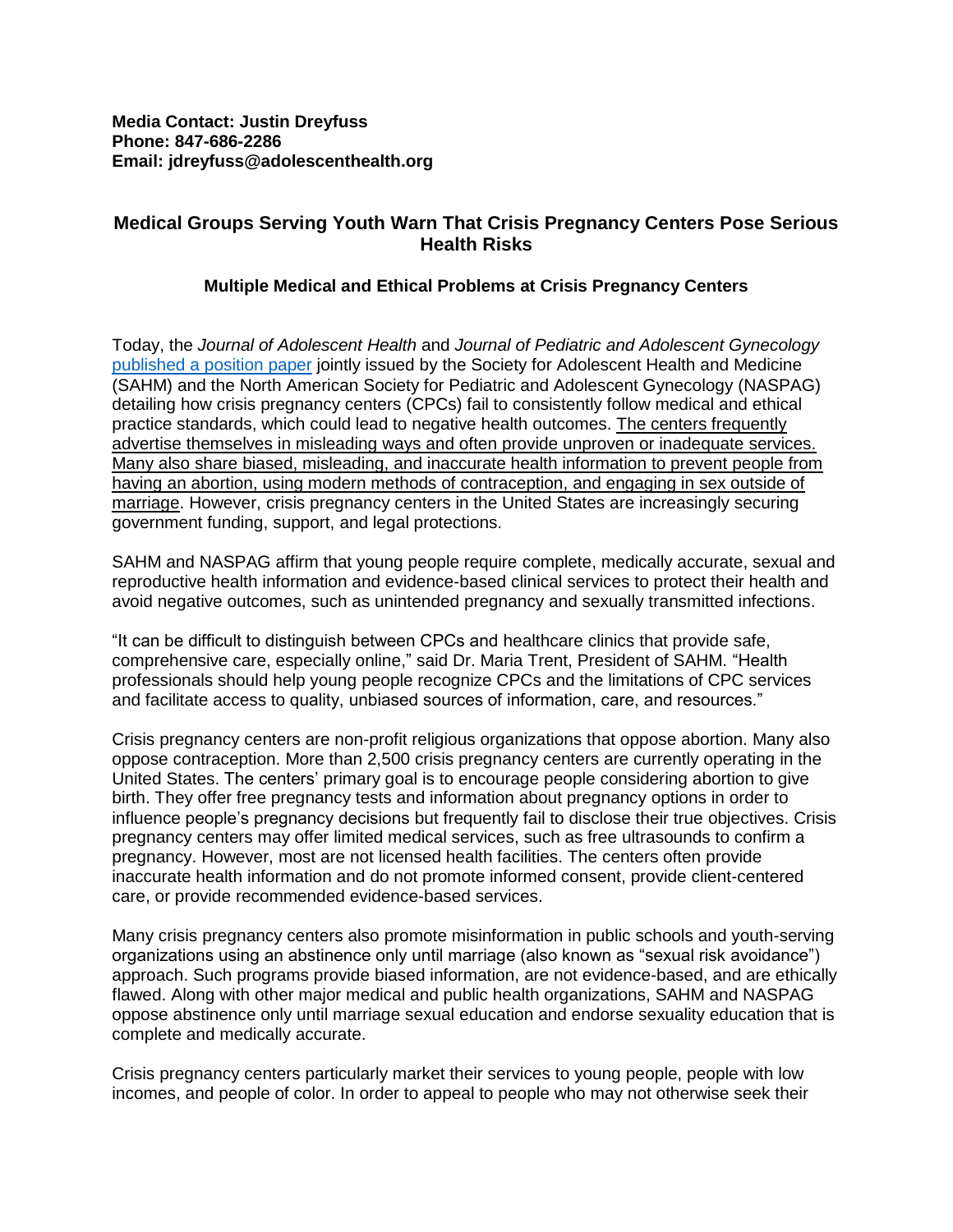**Media Contact: Justin Dreyfuss**
**Phone: 847-686-2286**
**Email: jdreyfuss@adolescenthealth.org**

## Medical Groups Serving Youth Warn That Crisis Pregnancy Centers Pose Serious Health Risks

### Multiple Medical and Ethical Problems at Crisis Pregnancy Centers

Today, the *Journal of Adolescent Health* and *Journal of Pediatric and Adolescent Gynecology* published a position paper jointly issued by the Society for Adolescent Health and Medicine (SAHM) and the North American Society for Pediatric and Adolescent Gynecology (NASPAG) detailing how crisis pregnancy centers (CPCs) fail to consistently follow medical and ethical practice standards, which could lead to negative health outcomes. The centers frequently advertise themselves in misleading ways and often provide unproven or inadequate services. Many also share biased, misleading, and inaccurate health information to prevent people from having an abortion, using modern methods of contraception, and engaging in sex outside of marriage. However, crisis pregnancy centers in the United States are increasingly securing government funding, support, and legal protections.

SAHM and NASPAG affirm that young people require complete, medically accurate, sexual and reproductive health information and evidence-based clinical services to protect their health and avoid negative outcomes, such as unintended pregnancy and sexually transmitted infections.

"It can be difficult to distinguish between CPCs and healthcare clinics that provide safe, comprehensive care, especially online," said Dr. Maria Trent, President of SAHM. "Health professionals should help young people recognize CPCs and the limitations of CPC services and facilitate access to quality, unbiased sources of information, care, and resources."

Crisis pregnancy centers are non-profit religious organizations that oppose abortion. Many also oppose contraception. More than 2,500 crisis pregnancy centers are currently operating in the United States. The centers' primary goal is to encourage people considering abortion to give birth. They offer free pregnancy tests and information about pregnancy options in order to influence people's pregnancy decisions but frequently fail to disclose their true objectives. Crisis pregnancy centers may offer limited medical services, such as free ultrasounds to confirm a pregnancy. However, most are not licensed health facilities. The centers often provide inaccurate health information and do not promote informed consent, provide client-centered care, or provide recommended evidence-based services.

Many crisis pregnancy centers also promote misinformation in public schools and youth-serving organizations using an abstinence only until marriage (also known as "sexual risk avoidance") approach. Such programs provide biased information, are not evidence-based, and are ethically flawed. Along with other major medical and public health organizations, SAHM and NASPAG oppose abstinence only until marriage sexual education and endorse sexuality education that is complete and medically accurate.

Crisis pregnancy centers particularly market their services to young people, people with low incomes, and people of color. In order to appeal to people who may not otherwise seek their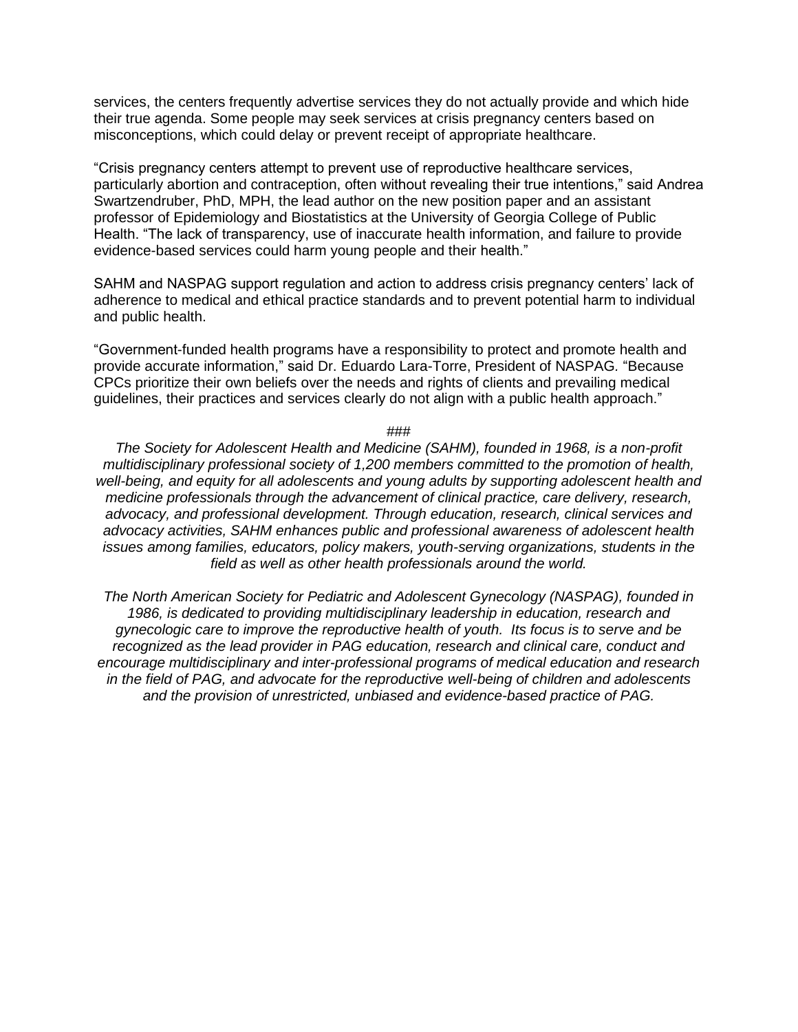services, the centers frequently advertise services they do not actually provide and which hide their true agenda. Some people may seek services at crisis pregnancy centers based on misconceptions, which could delay or prevent receipt of appropriate healthcare.

"Crisis pregnancy centers attempt to prevent use of reproductive healthcare services, particularly abortion and contraception, often without revealing their true intentions," said Andrea Swartzendruber, PhD, MPH, the lead author on the new position paper and an assistant professor of Epidemiology and Biostatistics at the University of Georgia College of Public Health. "The lack of transparency, use of inaccurate health information, and failure to provide evidence-based services could harm young people and their health."

SAHM and NASPAG support regulation and action to address crisis pregnancy centers' lack of adherence to medical and ethical practice standards and to prevent potential harm to individual and public health.

"Government-funded health programs have a responsibility to protect and promote health and provide accurate information," said Dr. Eduardo Lara-Torre, President of NASPAG. "Because CPCs prioritize their own beliefs over the needs and rights of clients and prevailing medical guidelines, their practices and services clearly do not align with a public health approach."

###

*The Society for Adolescent Health and Medicine (SAHM), founded in 1968, is a non-profit multidisciplinary professional society of 1,200 members committed to the promotion of health, well-being, and equity for all adolescents and young adults by supporting adolescent health and medicine professionals through the advancement of clinical practice, care delivery, research, advocacy, and professional development. Through education, research, clinical services and advocacy activities, SAHM enhances public and professional awareness of adolescent health issues among families, educators, policy makers, youth-serving organizations, students in the field as well as other health professionals around the world.*

*The North American Society for Pediatric and Adolescent Gynecology (NASPAG), founded in 1986, is dedicated to providing multidisciplinary leadership in education, research and gynecologic care to improve the reproductive health of youth. Its focus is to serve and be recognized as the lead provider in PAG education, research and clinical care, conduct and encourage multidisciplinary and inter-professional programs of medical education and research in the field of PAG, and advocate for the reproductive well-being of children and adolescents and the provision of unrestricted, unbiased and evidence-based practice of PAG.*